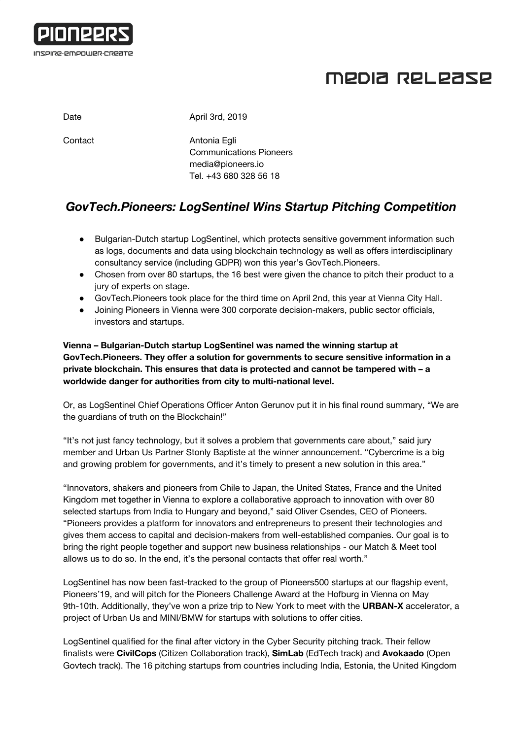PIONEERS

INSPIRE·EMPOWER·CREATE

# MEDIA RELEASE

Date April 3rd, 2019

Contact Antonia Egli
Communications Pioneers
media@pioneers.io
Tel. +43 680 328 56 18

## *GovTech.Pioneers: LogSentinel Wins Startup Pitching Competition*

- Bulgarian-Dutch startup LogSentinel, which protects sensitive government information such as logs, documents and data using blockchain technology as well as offers interdisciplinary consultancy service (including GDPR) won this year's GovTech.Pioneers.
- Chosen from over 80 startups, the 16 best were given the chance to pitch their product to a jury of experts on stage.
- GovTech.Pioneers took place for the third time on April 2nd, this year at Vienna City Hall.
- Joining Pioneers in Vienna were 300 corporate decision-makers, public sector officials, investors and startups.

**Vienna – Bulgarian-Dutch startup LogSentinel was named the winning startup at GovTech.Pioneers. They offer a solution for governments to secure sensitive information in a private blockchain. This ensures that data is protected and cannot be tampered with – a worldwide danger for authorities from city to multi-national level.**

Or, as LogSentinel Chief Operations Officer Anton Gerunov put it in his final round summary, "We are the guardians of truth on the Blockchain!"

"It's not just fancy technology, but it solves a problem that governments care about," said jury member and Urban Us Partner Stonly Baptiste at the winner announcement. "Cybercrime is a big and growing problem for governments, and it's timely to present a new solution in this area."

"Innovators, shakers and pioneers from Chile to Japan, the United States, France and the United Kingdom met together in Vienna to explore a collaborative approach to innovation with over 80 selected startups from India to Hungary and beyond," said Oliver Csendes, CEO of Pioneers. "Pioneers provides a platform for innovators and entrepreneurs to present their technologies and gives them access to capital and decision-makers from well-established companies. Our goal is to bring the right people together and support new business relationships - our Match & Meet tool allows us to do so. In the end, it's the personal contacts that offer real worth."

LogSentinel has now been fast-tracked to the group of Pioneers500 startups at our flagship event, Pioneers'19, and will pitch for the Pioneers Challenge Award at the Hofburg in Vienna on May 9th-10th. Additionally, they've won a prize trip to New York to meet with the **URBAN-X** accelerator, a project of Urban Us and MINI/BMW for startups with solutions to offer cities.

LogSentinel qualified for the final after victory in the Cyber Security pitching track. Their fellow finalists were **CivilCops** (Citizen Collaboration track), **SimLab** (EdTech track) and **Avokaado** (Open Govtech track). The 16 pitching startups from countries including India, Estonia, the United Kingdom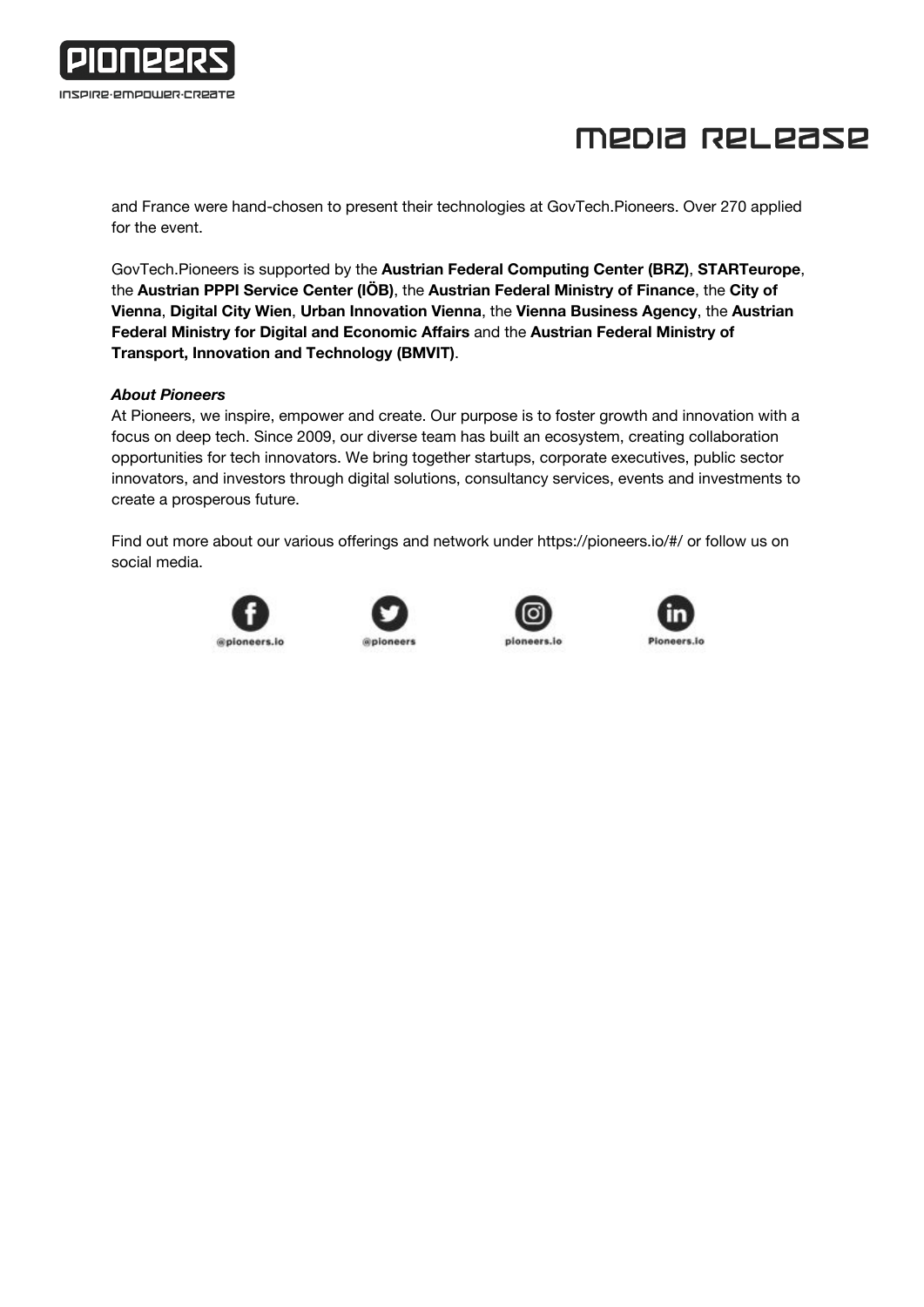and France were hand-chosen to present their technologies at GovTech.Pioneers. Over 270 applied for the event.

GovTech.Pioneers is supported by the **Austrian Federal Computing Center (BRZ)**, **STARTeurope**, the **Austrian PPPI Service Center (IÖB)**, the **Austrian Federal Ministry of Finance**, the **City of Vienna**, **Digital City Wien**, **Urban Innovation Vienna**, the **Vienna Business Agency**, the **Austrian Federal Ministry for Digital and Economic Affairs** and the **Austrian Federal Ministry of Transport, Innovation and Technology (BMVIT)**.

***About Pioneers***

At Pioneers, we inspire, empower and create. Our purpose is to foster growth and innovation with a focus on deep tech. Since 2009, our diverse team has built an ecosystem, creating collaboration opportunities for tech innovators. We bring together startups, corporate executives, public sector innovators, and investors through digital solutions, consultancy services, events and investments to create a prosperous future.

Find out more about our various offerings and network under https://pioneers.io/#/ or follow us on social media.

@pioneers.io @pioneers pioneers.io Pioneers.io